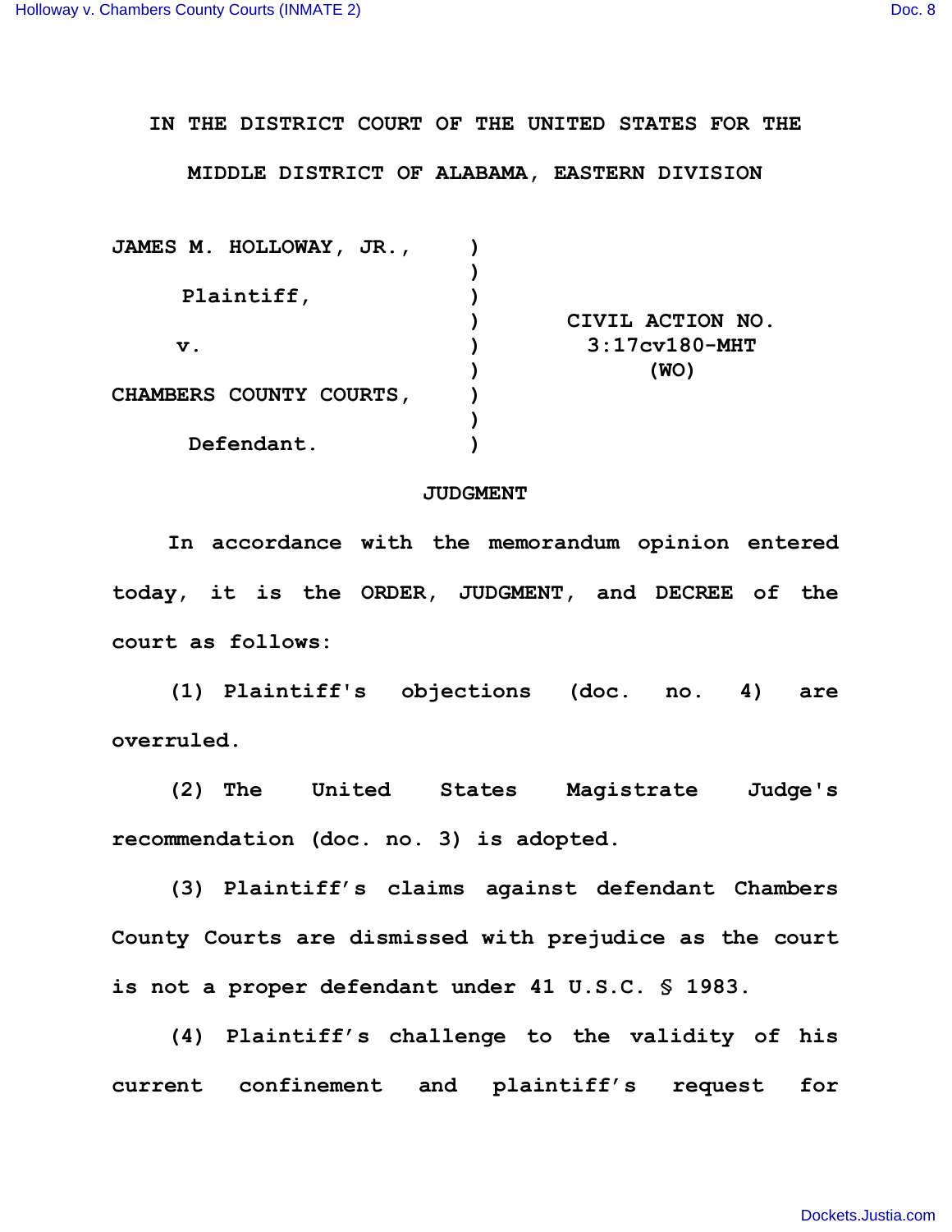IN THE DISTRICT COURT OF THE UNITED STATES FOR THE

MIDDLE DISTRICT OF ALABAMA, EASTERN DIVISION

| | | |
|---|---|---|
| JAMES M. HOLLOWAY, JR., | ) | |
| | ) | |
| Plaintiff, | ) | |
| | ) | CIVIL ACTION NO. |
| v. | ) | 3:17cv180-MHT |
| | ) | (WO) |
| CHAMBERS COUNTY COURTS, | ) | |
| | ) | |
| Defendant. | ) | |

## JUDGMENT

In accordance with the memorandum opinion entered today, it is the ORDER, JUDGMENT, and DECREE of the court as follows:

(1) Plaintiff's objections (doc. no. 4) are overruled.

(2) The United States Magistrate Judge's recommendation (doc. no. 3) is adopted.

(3) Plaintiff's claims against defendant Chambers County Courts are dismissed with prejudice as the court is not a proper defendant under 41 U.S.C. § 1983.

(4) Plaintiff's challenge to the validity of his current confinement and plaintiff's request for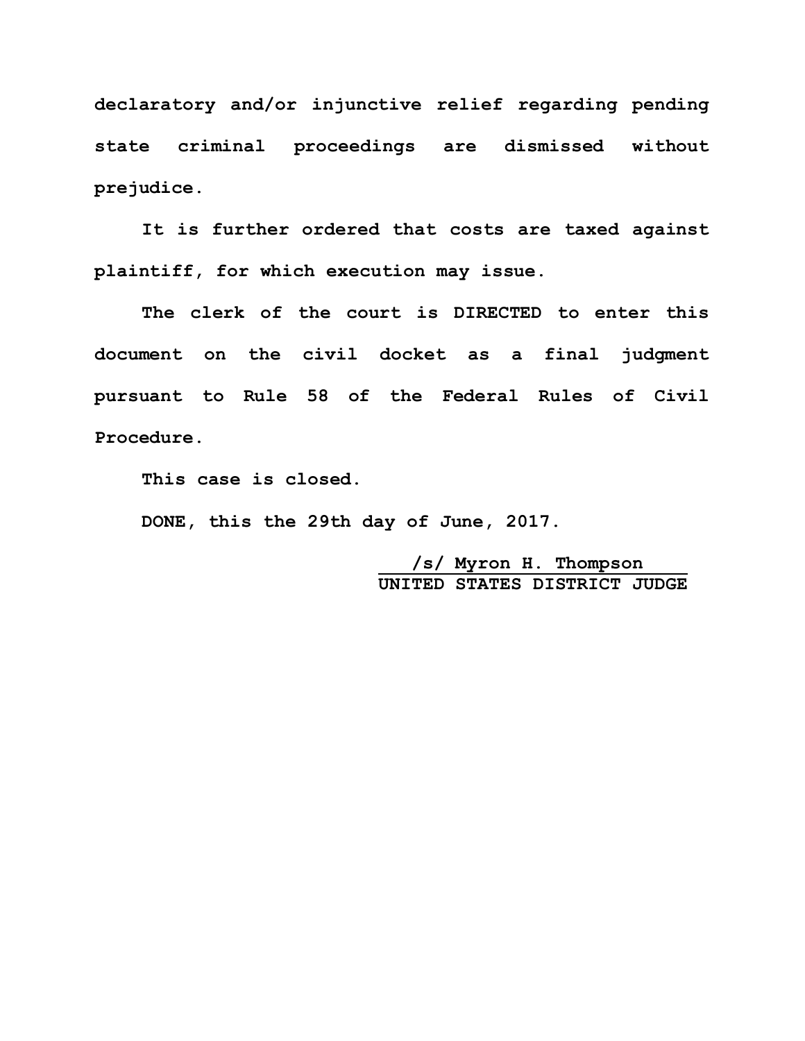**declaratory and/or injunctive relief regarding pending state criminal proceedings are dismissed without prejudice.**

**It is further ordered that costs are taxed against plaintiff, for which execution may issue.**

**The clerk of the court is DIRECTED to enter this document on the civil docket as a final judgment pursuant to Rule 58 of the Federal Rules of Civil Procedure.**

**This case is closed.**

**DONE, this the 29th day of June, 2017.**

**/s/ Myron H. Thompson**
**UNITED STATES DISTRICT JUDGE**